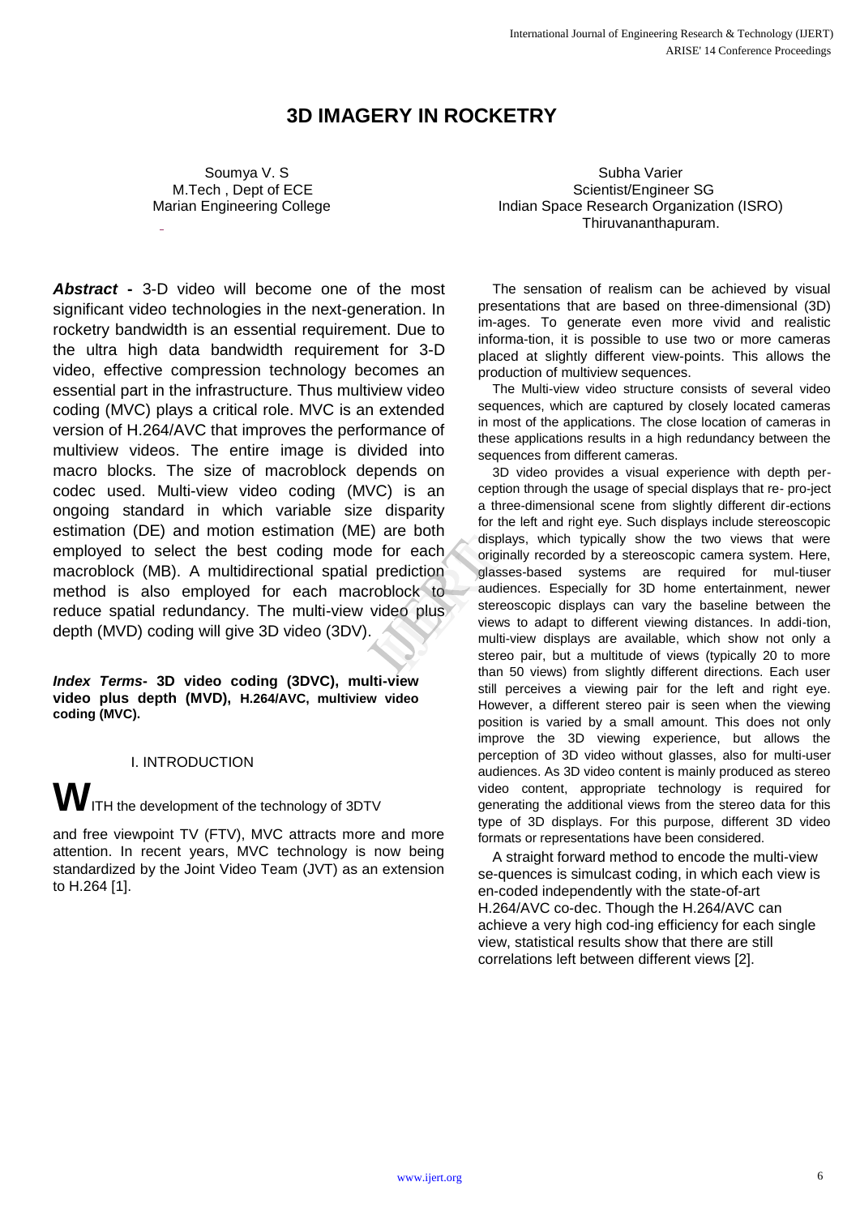# 3D IMAGERY IN ROCKETRY

Soumya V. S
M.Tech , Dept of ECE
Marian Engineering College

Subha Varier
Scientist/Engineer SG
Indian Space Research Organization (ISRO)
Thiruvananthapuram.

***Abstract* -** 3-D video will become one of the most significant video technologies in the next-generation. In rocketry bandwidth is an essential requirement. Due to the ultra high data bandwidth requirement for 3-D video, effective compression technology becomes an essential part in the infrastructure. Thus multiview video coding (MVC) plays a critical role. MVC is an extended version of H.264/AVC that improves the performance of multiview videos. The entire image is divided into macro blocks. The size of macroblock depends on codec used. Multi-view video coding (MVC) is an ongoing standard in which variable size disparity estimation (DE) and motion estimation (ME) are both employed to select the best coding mode for each macroblock (MB). A multidirectional spatial prediction method is also employed for each macroblock to reduce spatial redundancy. The multi-view video plus depth (MVD) coding will give 3D video (3DV).

***Index Terms*- 3D video coding (3DVC), multi-view video plus depth (MVD), H.264/AVC, multiview video coding (MVC).**

## I. INTRODUCTION

**W**ITH the development of the technology of 3DTV and free viewpoint TV (FTV), MVC attracts more and more attention. In recent years, MVC technology is now being standardized by the Joint Video Team (JVT) as an extension to H.264 [1].

The sensation of realism can be achieved by visual presentations that are based on three-dimensional (3D) im-ages. To generate even more vivid and realistic informa-tion, it is possible to use two or more cameras placed at slightly different view-points. This allows the production of multiview sequences.

The Multi-view video structure consists of several video sequences, which are captured by closely located cameras in most of the applications. The close location of cameras in these applications results in a high redundancy between the sequences from different cameras.

3D video provides a visual experience with depth per-ception through the usage of special displays that re- pro-ject a three-dimensional scene from slightly different dir-ections for the left and right eye. Such displays include stereoscopic displays, which typically show the two views that were originally recorded by a stereoscopic camera system. Here, glasses-based systems are required for mul-tiuser audiences. Especially for 3D home entertainment, newer stereoscopic displays can vary the baseline between the views to adapt to different viewing distances. In addi-tion, multi-view displays are available, which show not only a stereo pair, but a multitude of views (typically 20 to more than 50 views) from slightly different directions. Each user still perceives a viewing pair for the left and right eye. However, a different stereo pair is seen when the viewing position is varied by a small amount. This does not only improve the 3D viewing experience, but allows the perception of 3D video without glasses, also for multi-user audiences. As 3D video content is mainly produced as stereo video content, appropriate technology is required for generating the additional views from the stereo data for this type of 3D displays. For this purpose, different 3D video formats or representations have been considered.

A straight forward method to encode the multi-view se-quences is simulcast coding, in which each view is en-coded independently with the state-of-art H.264/AVC co-dec. Though the H.264/AVC can achieve a very high cod-ing efficiency for each single view, statistical results show that there are still correlations left between different views [2].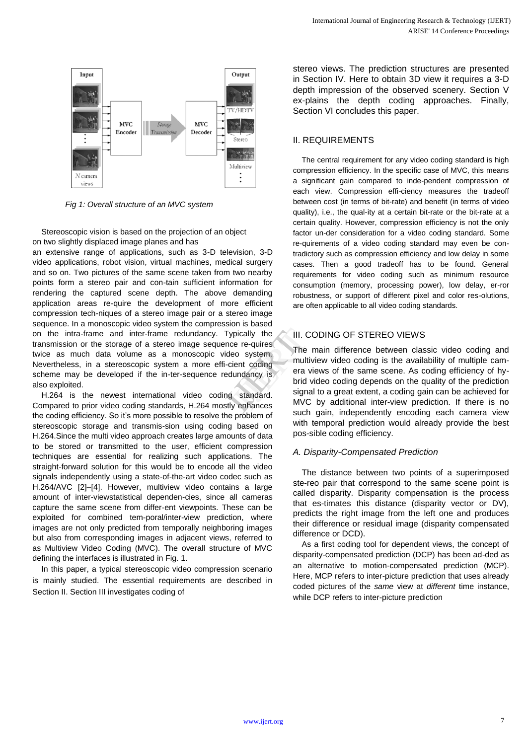Fig 1: Overall structure of an MVC system

Stereoscopic vision is based on the projection of an object on two slightly displaced image planes and has an extensive range of applications, such as 3-D television, 3-D video applications, robot vision, virtual machines, medical surgery and so on. Two pictures of the same scene taken from two nearby points form a stereo pair and con-tain sufficient information for rendering the captured scene depth. The above demanding application areas re-quire the development of more efficient compression tech-niques of a stereo image pair or a stereo image sequence. In a monoscopic video system the compression is based on the intra-frame and inter-frame redundancy. Typically the transmission or the storage of a stereo image sequence re-quires twice as much data volume as a monoscopic video system. Nevertheless, in a stereoscopic system a more effi-cient coding scheme may be developed if the in-ter-sequence redundancy is also exploited.

H.264 is the newest international video coding standard. Compared to prior video coding standards, H.264 mostly enhances the coding efficiency. So it's more possible to resolve the problem of stereoscopic storage and transmis-sion using coding based on H.264.Since the multi video approach creates large amounts of data to be stored or transmitted to the user, efficient compression techniques are essential for realizing such applications. The straight-forward solution for this would be to encode all the video signals independently using a state-of-the-art video codec such as H.264/AVC [2]–[4]. However, multiview video contains a large amount of inter-viewstatistical dependen-cies, since all cameras capture the same scene from differ-ent viewpoints. These can be exploited for combined tem-poral/inter-view prediction, where images are not only predicted from temporally neighboring images but also from corresponding images in adjacent views, referred to as Multiview Video Coding (MVC). The overall structure of MVC defining the interfaces is illustrated in Fig. 1.

In this paper, a typical stereoscopic video compression scenario is mainly studied. The essential requirements are described in Section II. Section III investigates coding of stereo views. The prediction structures are presented in Section IV. Here to obtain 3D view it requires a 3-D depth impression of the observed scenery. Section V ex-plains the depth coding approaches. Finally, Section VI concludes this paper.

## II. REQUIREMENTS

The central requirement for any video coding standard is high compression efficiency. In the specific case of MVC, this means a significant gain compared to inde-pendent compression of each view. Compression effi-ciency measures the tradeoff between cost (in terms of bit-rate) and benefit (in terms of video quality), i.e., the qual-ity at a certain bit-rate or the bit-rate at a certain quality. However, compression efficiency is not the only factor un-der consideration for a video coding standard. Some re-quirements of a video coding standard may even be con-tradictory such as compression efficiency and low delay in some cases. Then a good tradeoff has to be found. General requirements for video coding such as minimum resource consumption (memory, processing power), low delay, er-ror robustness, or support of different pixel and color res-olutions, are often applicable to all video coding standards.

## III. CODING OF STEREO VIEWS

The main difference between classic video coding and multiview video coding is the availability of multiple cam-era views of the same scene. As coding efficiency of hy-brid video coding depends on the quality of the prediction signal to a great extent, a coding gain can be achieved for MVC by additional inter-view prediction. If there is no such gain, independently encoding each camera view with temporal prediction would already provide the best pos-sible coding efficiency.

### *A. Disparity-Compensated Prediction*

The distance between two points of a superimposed ste-reo pair that correspond to the same scene point is called disparity. Disparity compensation is the process that es-timates this distance (disparity vector or DV), predicts the right image from the left one and produces their difference or residual image (disparity compensated difference or DCD).

As a first coding tool for dependent views, the concept of disparity-compensated prediction (DCP) has been ad-ded as an alternative to motion-compensated prediction (MCP). Here, MCP refers to inter-picture prediction that uses already coded pictures of the *same* view at *different* time instance, while DCP refers to inter-picture prediction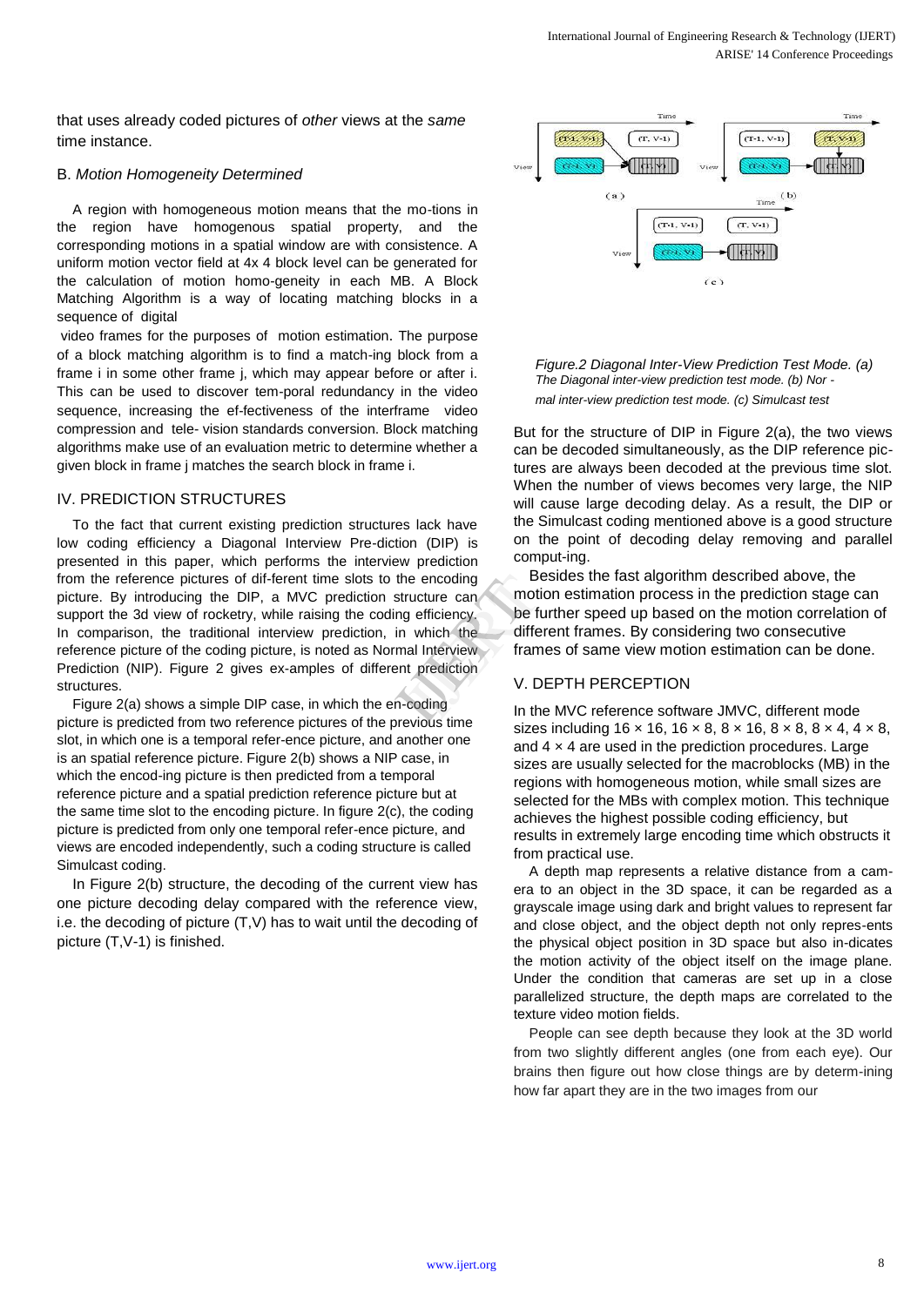that uses already coded pictures of *other* views at the *same* time instance.

## B. *Motion Homogeneity Determined*

A region with homogeneous motion means that the mo-tions in the region have homogenous spatial property, and the corresponding motions in a spatial window are with consistence. A uniform motion vector field at 4x 4 block level can be generated for the calculation of motion homo-geneity in each MB. A Block Matching Algorithm is a way of locating matching blocks in a sequence of digital video frames for the purposes of motion estimation. The purpose of a block matching algorithm is to find a match-ing block from a frame i in some other frame j, which may appear before or after i. This can be used to discover tem-poral redundancy in the video sequence, increasing the ef-fectiveness of the interframe video compression and tele- vision standards conversion. Block matching algorithms make use of an evaluation metric to determine whether a given block in frame j matches the search block in frame i.

# IV. PREDICTION STRUCTURES

To the fact that current existing prediction structures lack have low coding efficiency a Diagonal Interview Pre-diction (DIP) is presented in this paper, which performs the interview prediction from the reference pictures of dif-ferent time slots to the encoding picture. By introducing the DIP, a MVC prediction structure can support the 3d view of rocketry, while raising the coding efficiency. In comparison, the traditional interview prediction, in which the reference picture of the coding picture, is noted as Normal Interview Prediction (NIP). Figure 2 gives ex-amples of different prediction structures.

Figure 2(a) shows a simple DIP case, in which the en-coding picture is predicted from two reference pictures of the previous time slot, in which one is a temporal refer-ence picture, and another one is an spatial reference picture. Figure 2(b) shows a NIP case, in which the encod-ing picture is then predicted from a temporal reference picture and a spatial prediction reference picture but at the same time slot to the encoding picture. In figure 2(c), the coding picture is predicted from only one temporal refer-ence picture, and views are encoded independently, such a coding structure is called Simulcast coding.

In Figure 2(b) structure, the decoding of the current view has one picture decoding delay compared with the reference view, i.e. the decoding of picture (T,V) has to wait until the decoding of picture (T,V-1) is finished.

*Figure.2 Diagonal Inter-View Prediction Test Mode. (a) The Diagonal inter-view prediction test mode. (b) Nor - mal inter-view prediction test mode. (c) Simulcast test*

But for the structure of DIP in Figure 2(a), the two views can be decoded simultaneously, as the DIP reference pic-tures are always been decoded at the previous time slot. When the number of views becomes very large, the NIP will cause large decoding delay. As a result, the DIP or the Simulcast coding mentioned above is a good structure on the point of decoding delay removing and parallel comput-ing.

Besides the fast algorithm described above, the motion estimation process in the prediction stage can be further speed up based on the motion correlation of different frames. By considering two consecutive frames of same view motion estimation can be done.

# V. DEPTH PERCEPTION

In the MVC reference software JMVC, different mode sizes including 16 × 16, 16 × 8, 8 × 16, 8 × 8, 8 × 4, 4 × 8, and 4 × 4 are used in the prediction procedures. Large sizes are usually selected for the macroblocks (MB) in the regions with homogeneous motion, while small sizes are selected for the MBs with complex motion. This technique achieves the highest possible coding efficiency, but results in extremely large encoding time which obstructs it from practical use.

A depth map represents a relative distance from a cam-era to an object in the 3D space, it can be regarded as a grayscale image using dark and bright values to represent far and close object, and the object depth not only repres-ents the physical object position in 3D space but also in-dicates the motion activity of the object itself on the image plane. Under the condition that cameras are set up in a close parallelized structure, the depth maps are correlated to the texture video motion fields.

People can see depth because they look at the 3D world from two slightly different angles (one from each eye). Our brains then figure out how close things are by determ-ining how far apart they are in the two images from our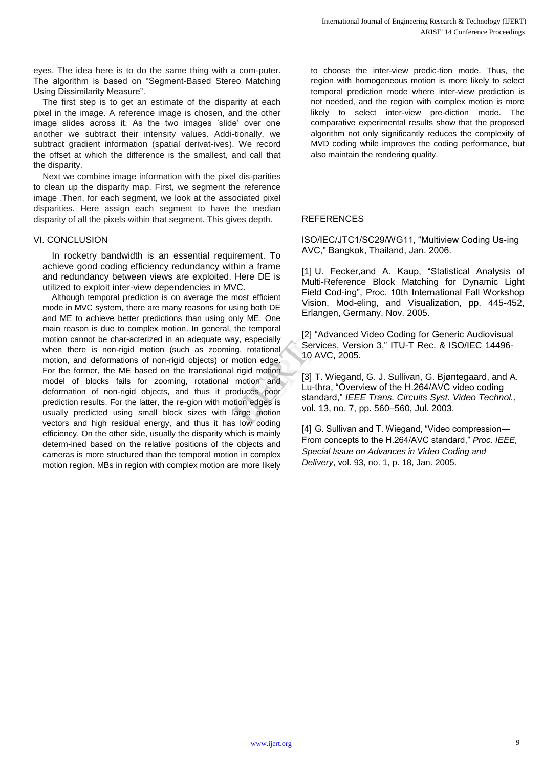eyes. The idea here is to do the same thing with a com-puter. The algorithm is based on "Segment-Based Stereo Matching Using Dissimilarity Measure".

The first step is to get an estimate of the disparity at each pixel in the image. A reference image is chosen, and the other image slides across it. As the two images 'slide' over one another we subtract their intensity values. Addi-tionally, we subtract gradient information (spatial derivat-ives). We record the offset at which the difference is the smallest, and call that the disparity.

Next we combine image information with the pixel dis-parities to clean up the disparity map. First, we segment the reference image .Then, for each segment, we look at the associated pixel disparities. Here assign each segment to have the median disparity of all the pixels within that segment. This gives depth.

## VI. CONCLUSION

In rocketry bandwidth is an essential requirement. To achieve good coding efficiency redundancy within a frame and redundancy between views are exploited. Here DE is utilized to exploit inter-view dependencies in MVC.

Although temporal prediction is on average the most efficient mode in MVC system, there are many reasons for using both DE and ME to achieve better predictions than using only ME. One main reason is due to complex motion. In general, the temporal motion cannot be char-acterized in an adequate way, especially when there is non-rigid motion (such as zooming, rotational motion, and deformations of non-rigid objects) or motion edge. For the former, the ME based on the translational rigid motion model of blocks fails for zooming, rotational motion and deformation of non-rigid objects, and thus it produces poor prediction results. For the latter, the re-gion with motion edges is usually predicted using small block sizes with large motion vectors and high residual energy, and thus it has low coding efficiency. On the other side, usually the disparity which is mainly determ-ined based on the relative positions of the objects and cameras is more structured than the temporal motion in complex motion region. MBs in region with complex motion are more likely to choose the inter-view predic-tion mode. Thus, the region with homogeneous motion is more likely to select temporal prediction mode where inter-view prediction is not needed, and the region with complex motion is more likely to select inter-view pre-diction mode. The comparative experimental results show that the proposed algorithm not only significantly reduces the complexity of MVD coding while improves the coding performance, but also maintain the rendering quality.

## REFERENCES

ISO/IEC/JTC1/SC29/WG11, "Multiview Coding Us-ing AVC," Bangkok, Thailand, Jan. 2006.

[1] U. Fecker,and A. Kaup, "Statistical Analysis of Multi-Reference Block Matching for Dynamic Light Field Cod-ing", Proc. 10th International Fall Workshop Vision, Mod-eling, and Visualization, pp. 445-452, Erlangen, Germany, Nov. 2005.

[2] "Advanced Video Coding for Generic Audiovisual Services, Version 3," ITU-T Rec. & ISO/IEC 14496-10 AVC, 2005.

[3] T. Wiegand, G. J. Sullivan, G. Bjøntegaard, and A. Lu-thra, "Overview of the H.264/AVC video coding standard," *IEEE Trans. Circuits Syst. Video Technol.*, vol. 13, no. 7, pp. 560–560, Jul. 2003.

[4] G. Sullivan and T. Wiegand, "Video compression—From concepts to the H.264/AVC standard," *Proc. IEEE, Special Issue on Advances in Video Coding and Delivery*, vol. 93, no. 1, p. 18, Jan. 2005.